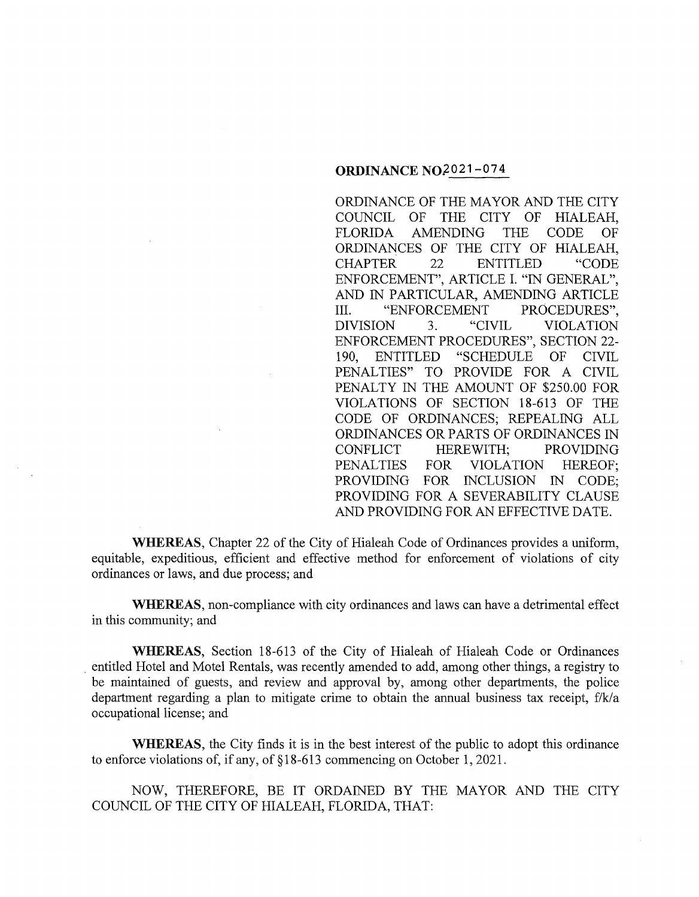**ORDINANCE NO. 2021-074**

ORDINANCE OF THE MAYOR AND THE CITY COUNCIL OF THE CITY OF HIALEAH, FLORIDA AMENDING THE CODE OF ORDINANCES OF THE CITY OF HIALEAH, CHAPTER 22 ENTITLED "CODE ENFORCEMENT", ARTICLE I. "IN GENERAL", AND IN PARTICULAR, AMENDING ARTICLE III. "ENFORCEMENT PROCEDURES", DIVISION 3. "CIVIL VIOLATION ENFORCEMENT PROCEDURES", SECTION 22-190, ENTITLED "SCHEDULE OF CIVIL PENALTIES" TO PROVIDE FOR A CIVIL PENALTY IN THE AMOUNT OF $250.00 FOR VIOLATIONS OF SECTION 18-613 OF THE CODE OF ORDINANCES; REPEALING ALL ORDINANCES OR PARTS OF ORDINANCES IN CONFLICT HEREWITH; PROVIDING PENALTIES FOR VIOLATION HEREOF; PROVIDING FOR INCLUSION IN CODE; PROVIDING FOR A SEVERABILITY CLAUSE AND PROVIDING FOR AN EFFECTIVE DATE.

**WHEREAS**, Chapter 22 of the City of Hialeah Code of Ordinances provides a uniform, equitable, expeditious, efficient and effective method for enforcement of violations of city ordinances or laws, and due process; and

**WHEREAS**, non-compliance with city ordinances and laws can have a detrimental effect in this community; and

**WHEREAS**, Section 18-613 of the City of Hialeah of Hialeah Code or Ordinances entitled Hotel and Motel Rentals, was recently amended to add, among other things, a registry to be maintained of guests, and review and approval by, among other departments, the police department regarding a plan to mitigate crime to obtain the annual business tax receipt, f/k/a occupational license; and

**WHEREAS**, the City finds it is in the best interest of the public to adopt this ordinance to enforce violations of, if any, of §18-613 commencing on October 1, 2021.

NOW, THEREFORE, BE IT ORDAINED BY THE MAYOR AND THE CITY COUNCIL OF THE CITY OF HIALEAH, FLORIDA, THAT: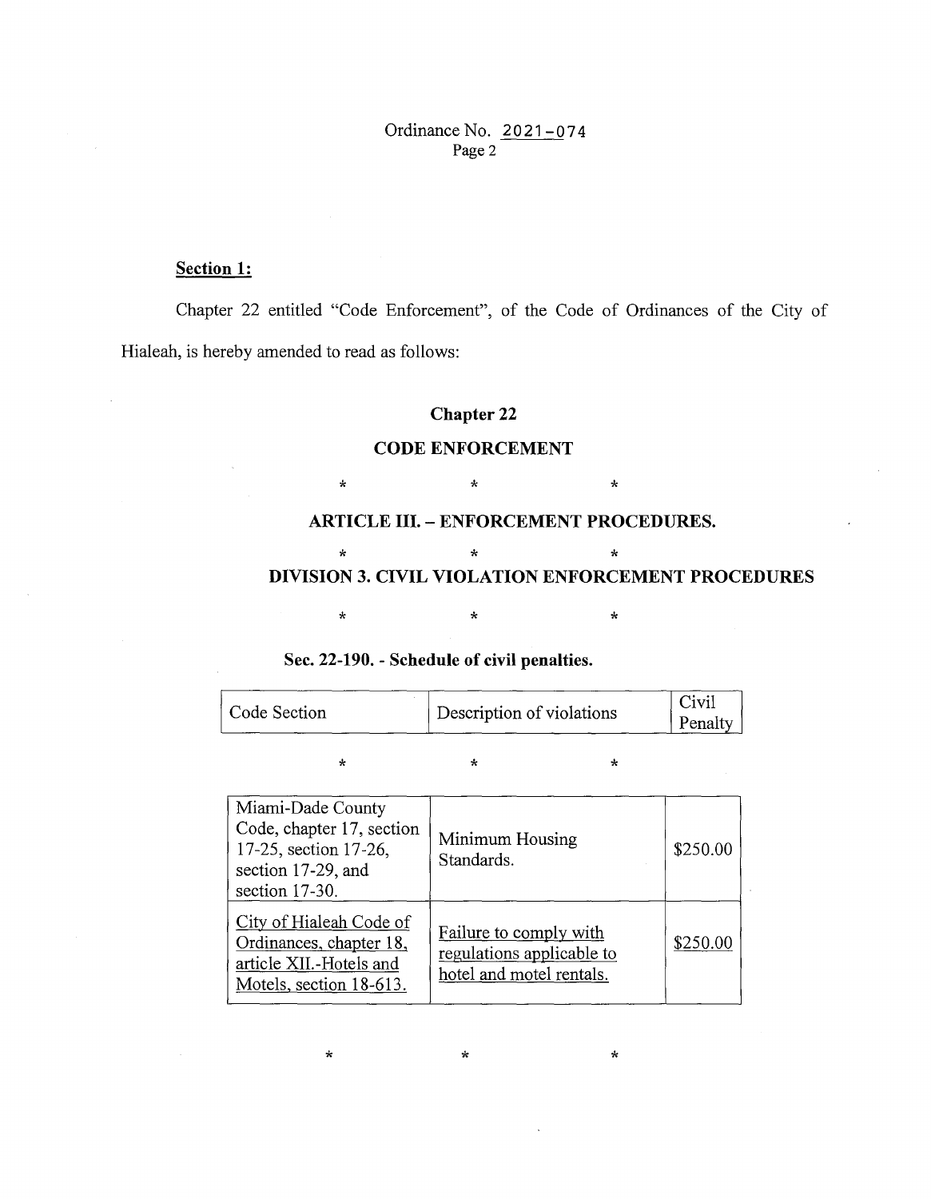Ordinance No. 2021-074

**Section 1:**

Chapter 22 entitled "Code Enforcement", of the Code of Ordinances of the City of Hialeah, is hereby amended to read as follows:

**Chapter 22**

**CODE ENFORCEMENT**

\* \* \*

**ARTICLE III. – ENFORCEMENT PROCEDURES.**

\* \* \*

**DIVISION 3. CIVIL VIOLATION ENFORCEMENT PROCEDURES**

\* \* \*

**Sec. 22-190. - Schedule of civil penalties.**

| Code Section | Description of violations | Civil Penalty |
|---|---|---|
| \* | \* | \* |
| Miami-Dade County Code, chapter 17, section 17-25, section 17-26, section 17-29, and section 17-30. | Minimum Housing Standards. | $250.00 |
| <u>City of Hialeah Code of Ordinances, chapter 18, article XII.-Hotels and Motels, section 18-613.</u> | <u>Failure to comply with regulations applicable to hotel and motel rentals.</u> | <u>$250.00</u> |

\* \* \*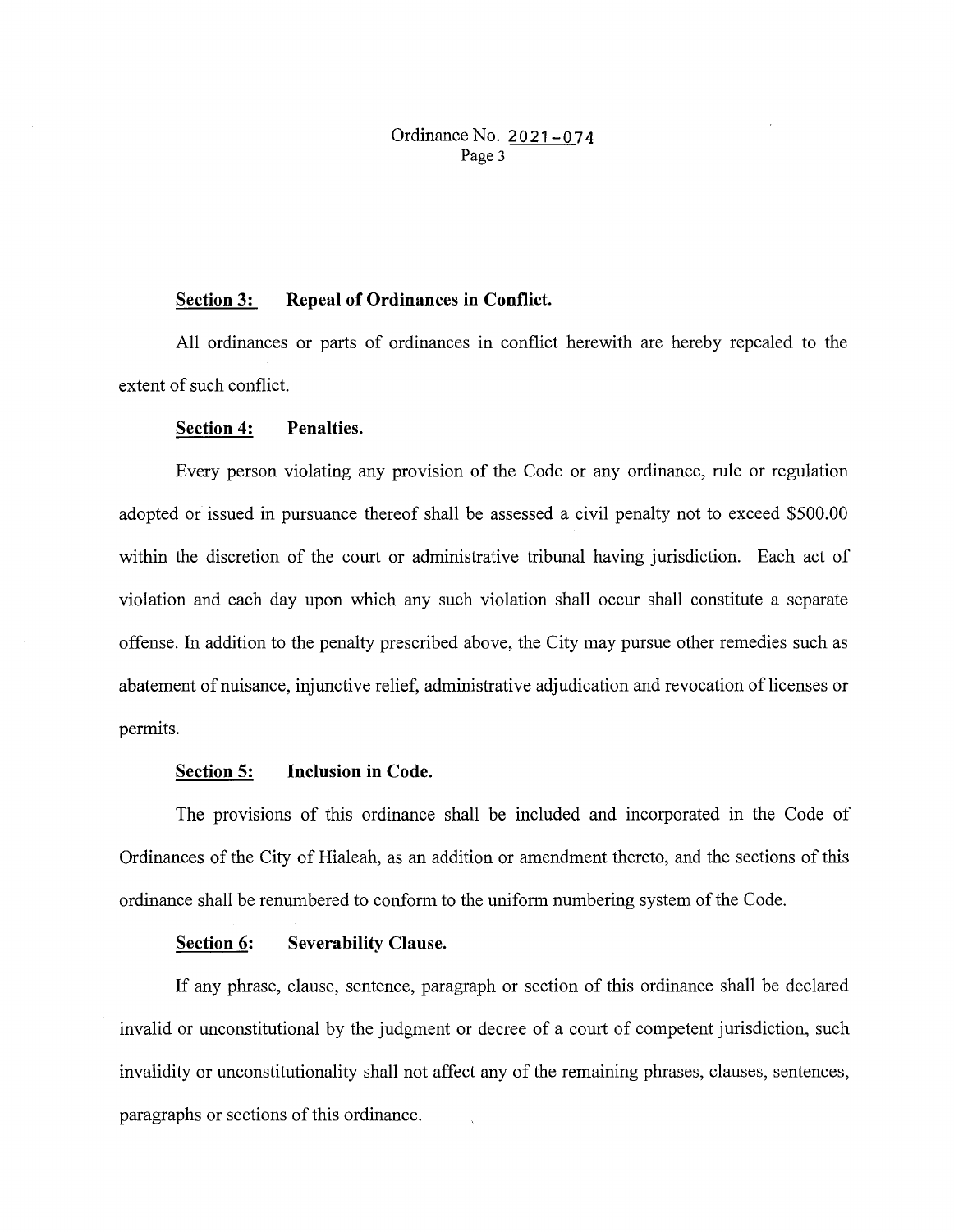**Section 3: Repeal of Ordinances in Conflict.**

All ordinances or parts of ordinances in conflict herewith are hereby repealed to the extent of such conflict.

**Section 4: Penalties.**

Every person violating any provision of the Code or any ordinance, rule or regulation adopted or issued in pursuance thereof shall be assessed a civil penalty not to exceed $500.00 within the discretion of the court or administrative tribunal having jurisdiction. Each act of violation and each day upon which any such violation shall occur shall constitute a separate offense. In addition to the penalty prescribed above, the City may pursue other remedies such as abatement of nuisance, injunctive relief, administrative adjudication and revocation of licenses or permits.

**Section 5: Inclusion in Code.**

The provisions of this ordinance shall be included and incorporated in the Code of Ordinances of the City of Hialeah, as an addition or amendment thereto, and the sections of this ordinance shall be renumbered to conform to the uniform numbering system of the Code.

**Section 6: Severability Clause.**

If any phrase, clause, sentence, paragraph or section of this ordinance shall be declared invalid or unconstitutional by the judgment or decree of a court of competent jurisdiction, such invalidity or unconstitutionality shall not affect any of the remaining phrases, clauses, sentences, paragraphs or sections of this ordinance.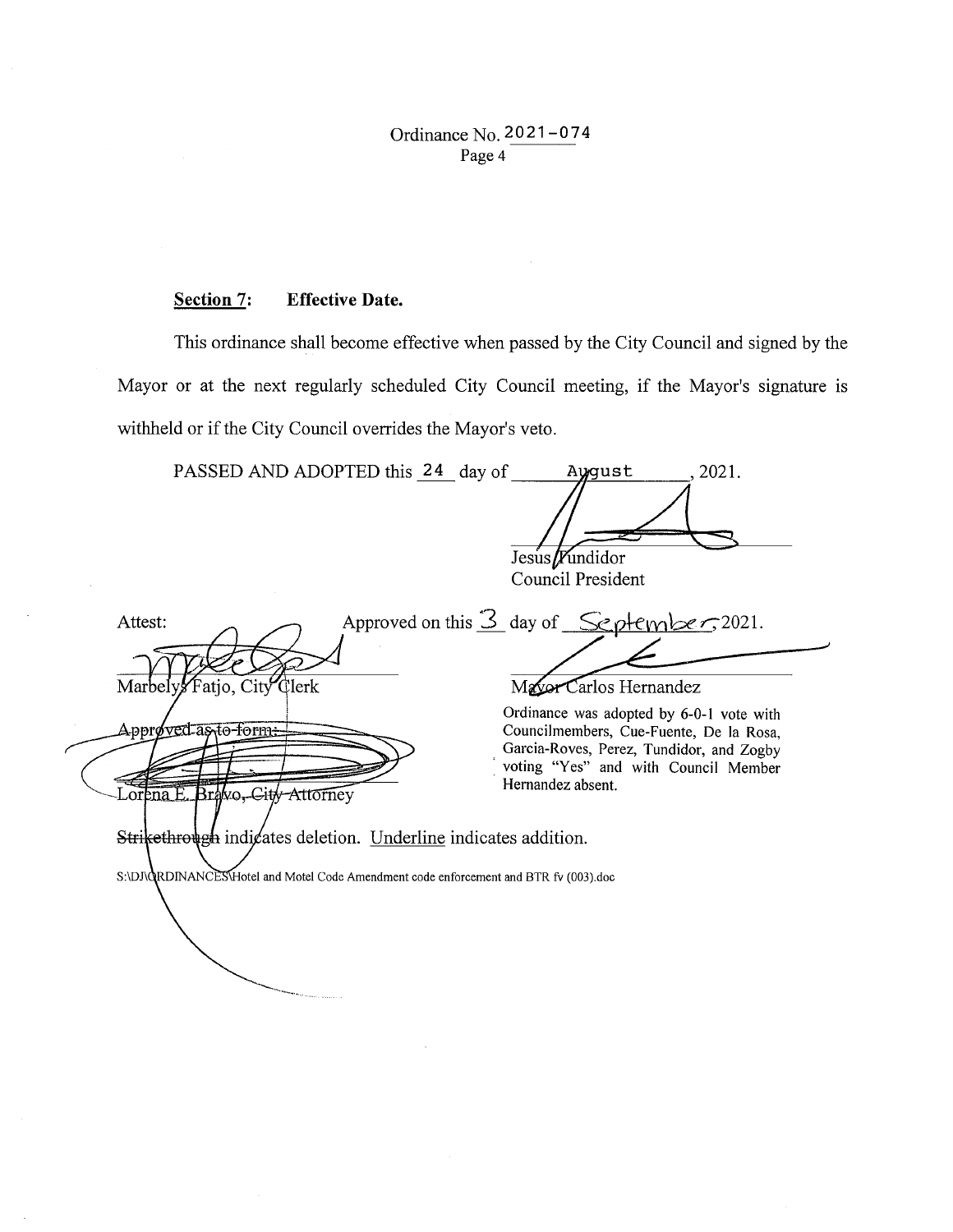Ordinance No. 2021-074

## **Section 7:** **Effective Date.**

This ordinance shall become effective when passed by the City Council and signed by the Mayor or at the next regularly scheduled City Council meeting, if the Mayor's signature is withheld or if the City Council overrides the Mayor's veto.

PASSED AND ADOPTED this 24 day of August, 2021.

Jesus Tundidor
Council President

Attest:

Marbelys Fatjo, City Clerk

Approved on this 3 day of September, 2021.

Mayor Carlos Hernandez

Ordinance was adopted by 6-0-1 vote with Councilmembers, Cue-Fuente, De la Rosa, Garcia-Roves, Perez, Tundidor, and Zogby voting "Yes" and with Council Member Hernandez absent.

Approved as to form:

Lorena E. Bravo, City Attorney

~~Strikethrough~~ indicates deletion. <u>Underline</u> indicates addition.

S:\DJ\ORDINANCES\Hotel and Motel Code Amendment code enforcement and BTR fv (003).doc